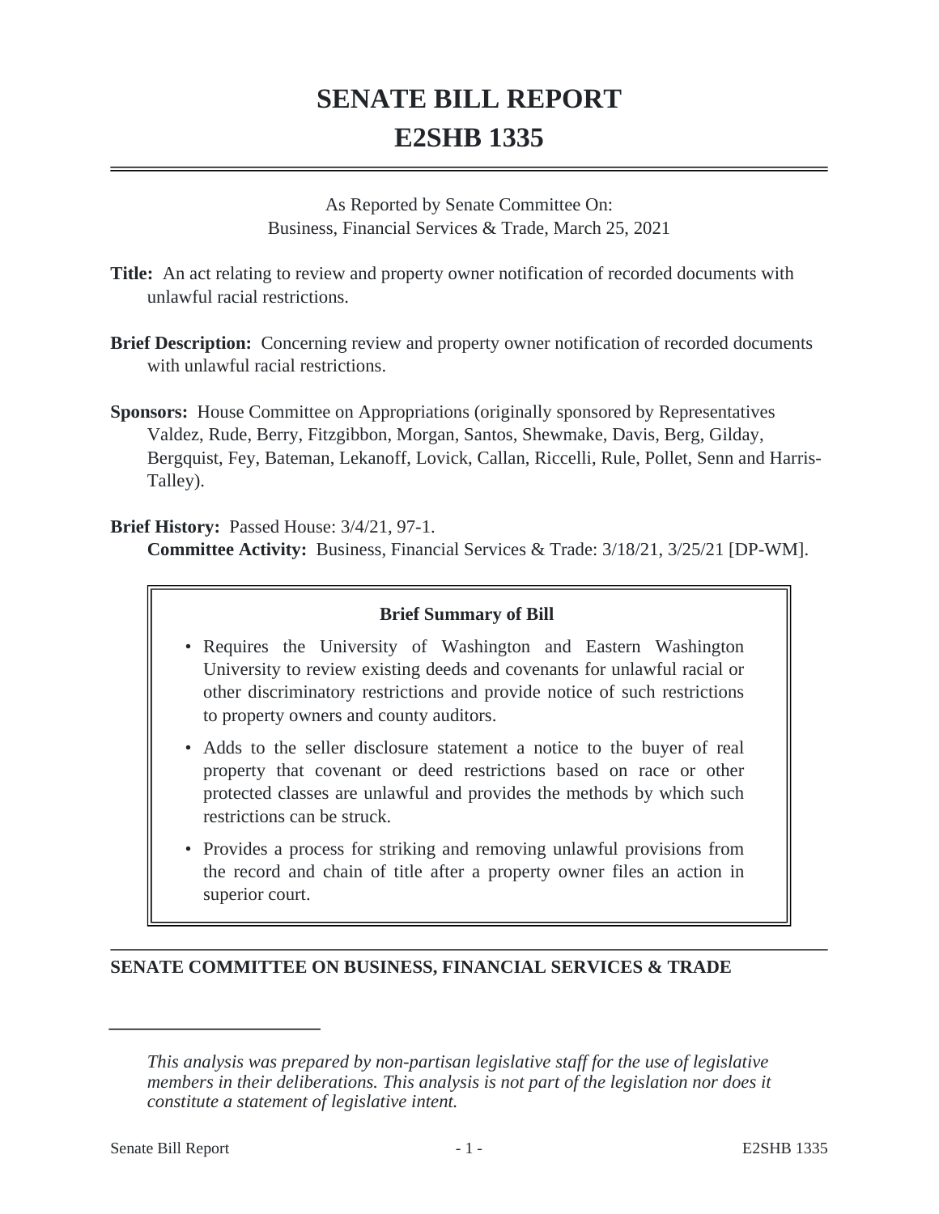# SENATE BILL REPORT
# E2SHB 1335

As Reported by Senate Committee On:
Business, Financial Services & Trade, March 25, 2021

**Title:** An act relating to review and property owner notification of recorded documents with unlawful racial restrictions.

**Brief Description:** Concerning review and property owner notification of recorded documents with unlawful racial restrictions.

**Sponsors:** House Committee on Appropriations (originally sponsored by Representatives Valdez, Rude, Berry, Fitzgibbon, Morgan, Santos, Shewmake, Davis, Berg, Gilday, Bergquist, Fey, Bateman, Lekanoff, Lovick, Callan, Riccelli, Rule, Pollet, Senn and Harris-Talley).

**Brief History:** Passed House: 3/4/21, 97-1.
**Committee Activity:** Business, Financial Services & Trade: 3/18/21, 3/25/21 [DP-WM].

**Brief Summary of Bill**

- Requires the University of Washington and Eastern Washington University to review existing deeds and covenants for unlawful racial or other discriminatory restrictions and provide notice of such restrictions to property owners and county auditors.
- Adds to the seller disclosure statement a notice to the buyer of real property that covenant or deed restrictions based on race or other protected classes are unlawful and provides the methods by which such restrictions can be struck.
- Provides a process for striking and removing unlawful provisions from the record and chain of title after a property owner files an action in superior court.

## SENATE COMMITTEE ON BUSINESS, FINANCIAL SERVICES & TRADE

*This analysis was prepared by non-partisan legislative staff for the use of legislative members in their deliberations. This analysis is not part of the legislation nor does it constitute a statement of legislative intent.*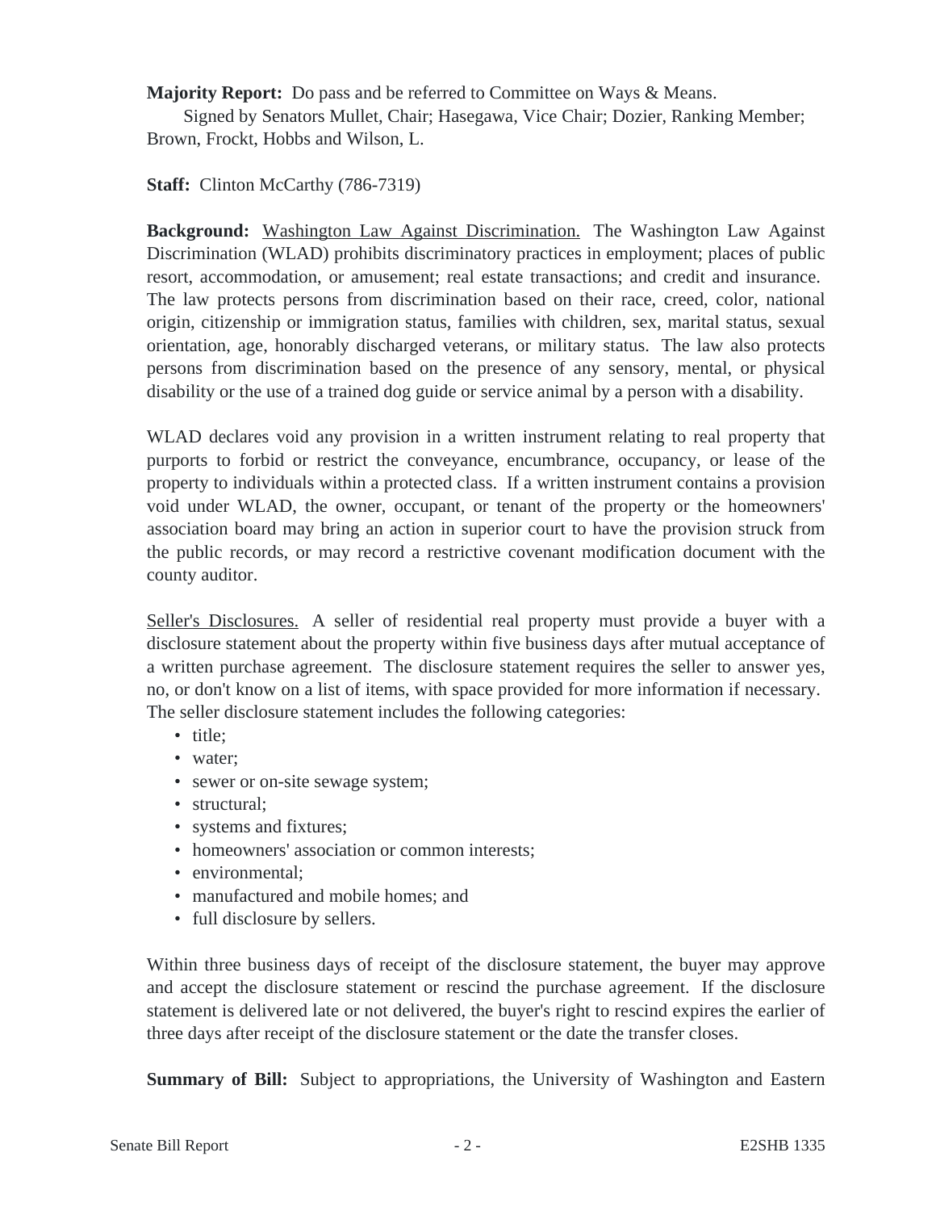**Majority Report:** Do pass and be referred to Committee on Ways & Means.
Signed by Senators Mullet, Chair; Hasegawa, Vice Chair; Dozier, Ranking Member; Brown, Frockt, Hobbs and Wilson, L.

**Staff:** Clinton McCarthy (786-7319)

**Background:** Washington Law Against Discrimination. The Washington Law Against Discrimination (WLAD) prohibits discriminatory practices in employment; places of public resort, accommodation, or amusement; real estate transactions; and credit and insurance. The law protects persons from discrimination based on their race, creed, color, national origin, citizenship or immigration status, families with children, sex, marital status, sexual orientation, age, honorably discharged veterans, or military status. The law also protects persons from discrimination based on the presence of any sensory, mental, or physical disability or the use of a trained dog guide or service animal by a person with a disability.

WLAD declares void any provision in a written instrument relating to real property that purports to forbid or restrict the conveyance, encumbrance, occupancy, or lease of the property to individuals within a protected class. If a written instrument contains a provision void under WLAD, the owner, occupant, or tenant of the property or the homeowners' association board may bring an action in superior court to have the provision struck from the public records, or may record a restrictive covenant modification document with the county auditor.

Seller's Disclosures. A seller of residential real property must provide a buyer with a disclosure statement about the property within five business days after mutual acceptance of a written purchase agreement. The disclosure statement requires the seller to answer yes, no, or don't know on a list of items, with space provided for more information if necessary. The seller disclosure statement includes the following categories:

- title;
- water;
- sewer or on-site sewage system;
- structural;
- systems and fixtures;
- homeowners' association or common interests;
- environmental;
- manufactured and mobile homes; and
- full disclosure by sellers.

Within three business days of receipt of the disclosure statement, the buyer may approve and accept the disclosure statement or rescind the purchase agreement. If the disclosure statement is delivered late or not delivered, the buyer's right to rescind expires the earlier of three days after receipt of the disclosure statement or the date the transfer closes.

**Summary of Bill:** Subject to appropriations, the University of Washington and Eastern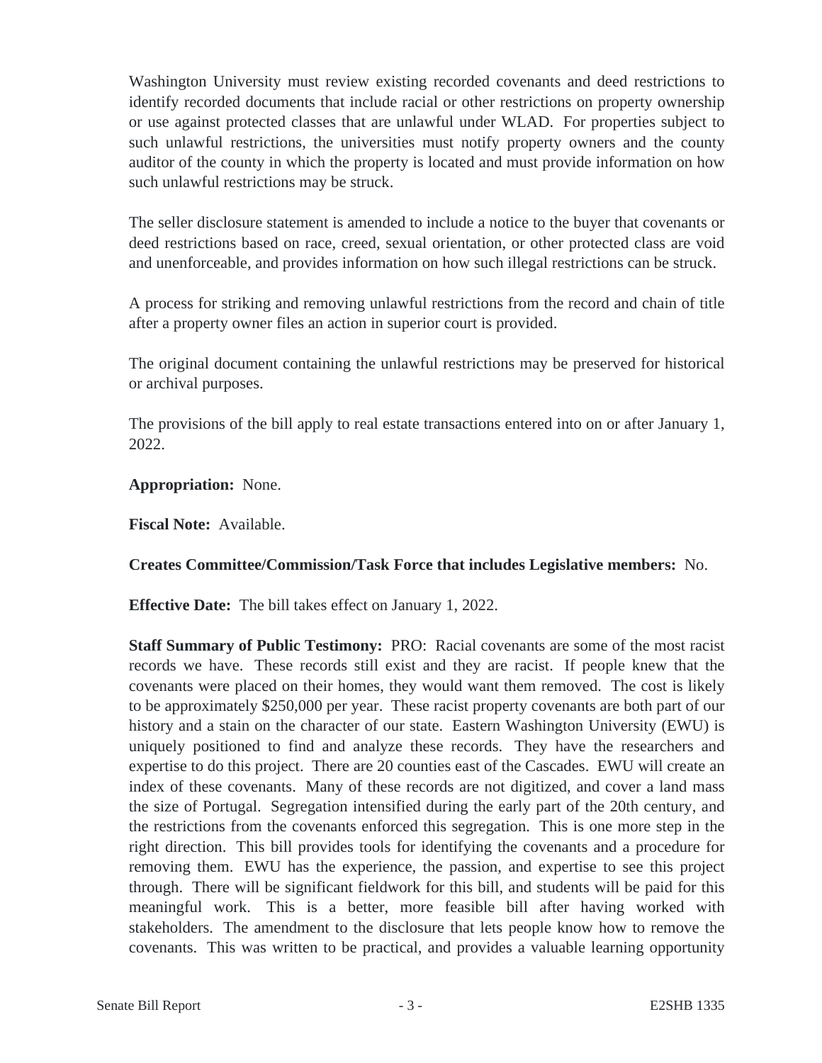Washington University must review existing recorded covenants and deed restrictions to identify recorded documents that include racial or other restrictions on property ownership or use against protected classes that are unlawful under WLAD. For properties subject to such unlawful restrictions, the universities must notify property owners and the county auditor of the county in which the property is located and must provide information on how such unlawful restrictions may be struck.

The seller disclosure statement is amended to include a notice to the buyer that covenants or deed restrictions based on race, creed, sexual orientation, or other protected class are void and unenforceable, and provides information on how such illegal restrictions can be struck.

A process for striking and removing unlawful restrictions from the record and chain of title after a property owner files an action in superior court is provided.

The original document containing the unlawful restrictions may be preserved for historical or archival purposes.

The provisions of the bill apply to real estate transactions entered into on or after January 1, 2022.

**Appropriation:** None.

**Fiscal Note:** Available.

**Creates Committee/Commission/Task Force that includes Legislative members:** No.

**Effective Date:** The bill takes effect on January 1, 2022.

**Staff Summary of Public Testimony:** PRO: Racial covenants are some of the most racist records we have. These records still exist and they are racist. If people knew that the covenants were placed on their homes, they would want them removed. The cost is likely to be approximately $250,000 per year. These racist property covenants are both part of our history and a stain on the character of our state. Eastern Washington University (EWU) is uniquely positioned to find and analyze these records. They have the researchers and expertise to do this project. There are 20 counties east of the Cascades. EWU will create an index of these covenants. Many of these records are not digitized, and cover a land mass the size of Portugal. Segregation intensified during the early part of the 20th century, and the restrictions from the covenants enforced this segregation. This is one more step in the right direction. This bill provides tools for identifying the covenants and a procedure for removing them. EWU has the experience, the passion, and expertise to see this project through. There will be significant fieldwork for this bill, and students will be paid for this meaningful work. This is a better, more feasible bill after having worked with stakeholders. The amendment to the disclosure that lets people know how to remove the covenants. This was written to be practical, and provides a valuable learning opportunity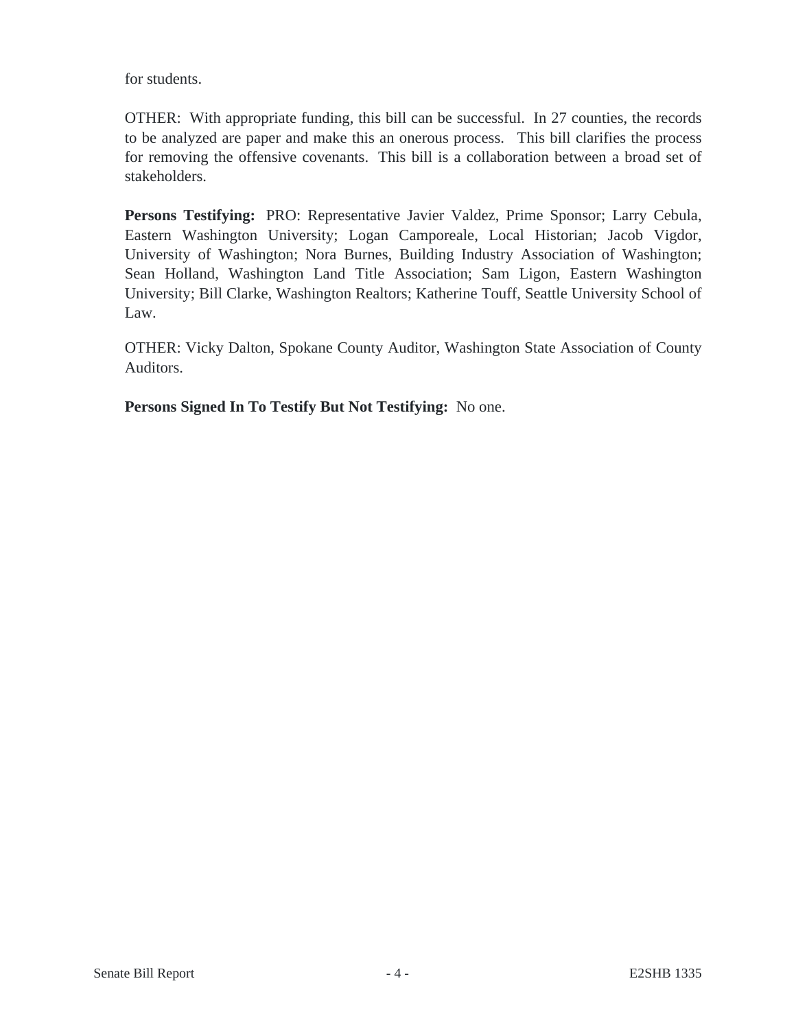for students.

OTHER: With appropriate funding, this bill can be successful. In 27 counties, the records to be analyzed are paper and make this an onerous process. This bill clarifies the process for removing the offensive covenants. This bill is a collaboration between a broad set of stakeholders.

**Persons Testifying:** PRO: Representative Javier Valdez, Prime Sponsor; Larry Cebula, Eastern Washington University; Logan Camporeale, Local Historian; Jacob Vigdor, University of Washington; Nora Burnes, Building Industry Association of Washington; Sean Holland, Washington Land Title Association; Sam Ligon, Eastern Washington University; Bill Clarke, Washington Realtors; Katherine Touff, Seattle University School of Law.

OTHER: Vicky Dalton, Spokane County Auditor, Washington State Association of County Auditors.

**Persons Signed In To Testify But Not Testifying:** No one.